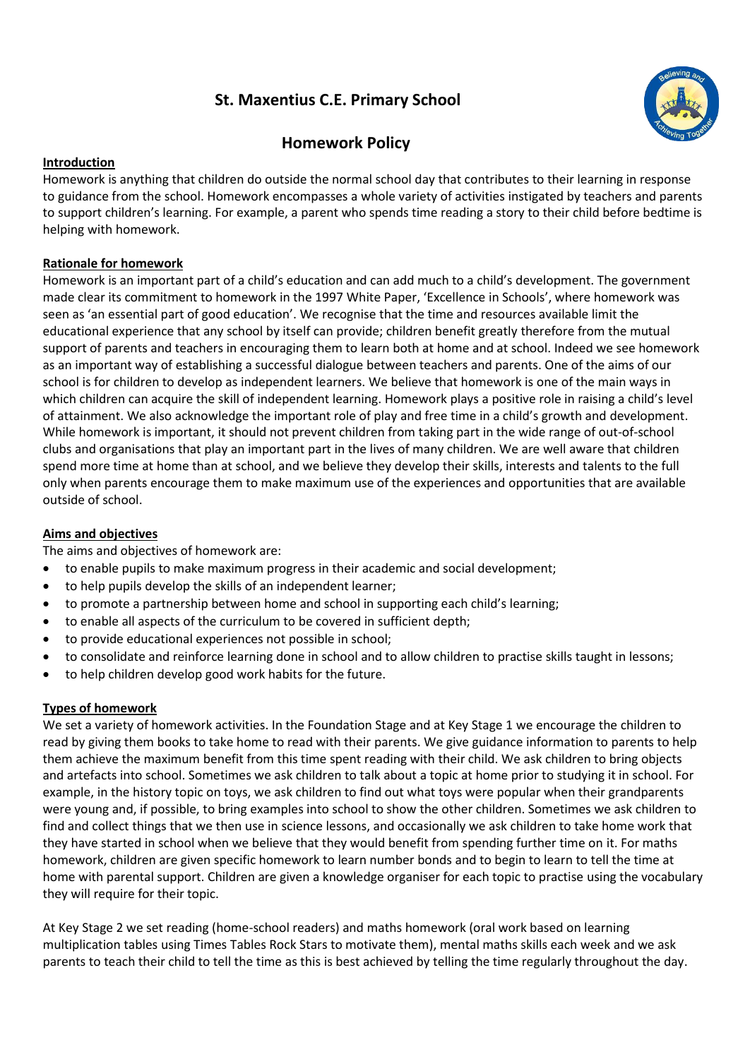# St. Maxentius C.E. Primary School

## Homework Policy

**Introduction**

Homework is anything that children do outside the normal school day that contributes to their learning in response to guidance from the school. Homework encompasses a whole variety of activities instigated by teachers and parents to support children's learning. For example, a parent who spends time reading a story to their child before bedtime is helping with homework.

**Rationale for homework**

Homework is an important part of a child's education and can add much to a child's development. The government made clear its commitment to homework in the 1997 White Paper, 'Excellence in Schools', where homework was seen as 'an essential part of good education'. We recognise that the time and resources available limit the educational experience that any school by itself can provide; children benefit greatly therefore from the mutual support of parents and teachers in encouraging them to learn both at home and at school. Indeed we see homework as an important way of establishing a successful dialogue between teachers and parents. One of the aims of our school is for children to develop as independent learners. We believe that homework is one of the main ways in which children can acquire the skill of independent learning. Homework plays a positive role in raising a child's level of attainment. We also acknowledge the important role of play and free time in a child's growth and development. While homework is important, it should not prevent children from taking part in the wide range of out-of-school clubs and organisations that play an important part in the lives of many children. We are well aware that children spend more time at home than at school, and we believe they develop their skills, interests and talents to the full only when parents encourage them to make maximum use of the experiences and opportunities that are available outside of school.

**Aims and objectives**

The aims and objectives of homework are:

- to enable pupils to make maximum progress in their academic and social development;
- to help pupils develop the skills of an independent learner;
- to promote a partnership between home and school in supporting each child's learning;
- to enable all aspects of the curriculum to be covered in sufficient depth;
- to provide educational experiences not possible in school;
- to consolidate and reinforce learning done in school and to allow children to practise skills taught in lessons;
- to help children develop good work habits for the future.

**Types of homework**

We set a variety of homework activities. In the Foundation Stage and at Key Stage 1 we encourage the children to read by giving them books to take home to read with their parents. We give guidance information to parents to help them achieve the maximum benefit from this time spent reading with their child. We ask children to bring objects and artefacts into school. Sometimes we ask children to talk about a topic at home prior to studying it in school. For example, in the history topic on toys, we ask children to find out what toys were popular when their grandparents were young and, if possible, to bring examples into school to show the other children. Sometimes we ask children to find and collect things that we then use in science lessons, and occasionally we ask children to take home work that they have started in school when we believe that they would benefit from spending further time on it. For maths homework, children are given specific homework to learn number bonds and to begin to learn to tell the time at home with parental support. Children are given a knowledge organiser for each topic to practise using the vocabulary they will require for their topic.

At Key Stage 2 we set reading (home-school readers) and maths homework (oral work based on learning multiplication tables using Times Tables Rock Stars to motivate them), mental maths skills each week and we ask parents to teach their child to tell the time as this is best achieved by telling the time regularly throughout the day.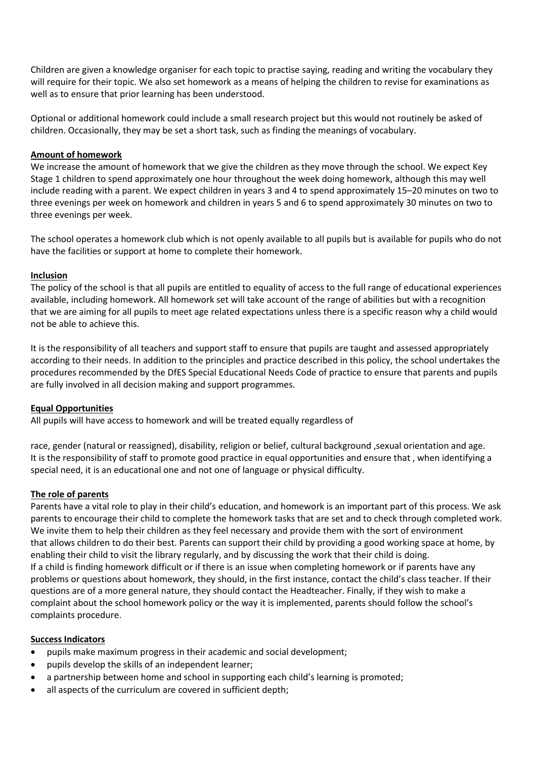Children are given a knowledge organiser for each topic to practise saying, reading and writing the vocabulary they will require for their topic. We also set homework as a means of helping the children to revise for examinations as well as to ensure that prior learning has been understood.

Optional or additional homework could include a small research project but this would not routinely be asked of children. Occasionally, they may be set a short task, such as finding the meanings of vocabulary.

**Amount of homework**

We increase the amount of homework that we give the children as they move through the school. We expect Key Stage 1 children to spend approximately one hour throughout the week doing homework, although this may well include reading with a parent. We expect children in years 3 and 4 to spend approximately 15–20 minutes on two to three evenings per week on homework and children in years 5 and 6 to spend approximately 30 minutes on two to three evenings per week.

The school operates a homework club which is not openly available to all pupils but is available for pupils who do not have the facilities or support at home to complete their homework.

**Inclusion**

The policy of the school is that all pupils are entitled to equality of access to the full range of educational experiences available, including homework. All homework set will take account of the range of abilities but with a recognition that we are aiming for all pupils to meet age related expectations unless there is a specific reason why a child would not be able to achieve this.

It is the responsibility of all teachers and support staff to ensure that pupils are taught and assessed appropriately according to their needs. In addition to the principles and practice described in this policy, the school undertakes the procedures recommended by the DfES Special Educational Needs Code of practice to ensure that parents and pupils are fully involved in all decision making and support programmes.

**Equal Opportunities**

All pupils will have access to homework and will be treated equally regardless of

race, gender (natural or reassigned), disability, religion or belief, cultural background ,sexual orientation and age. It is the responsibility of staff to promote good practice in equal opportunities and ensure that , when identifying a special need, it is an educational one and not one of language or physical difficulty.

**The role of parents**

Parents have a vital role to play in their child's education, and homework is an important part of this process. We ask parents to encourage their child to complete the homework tasks that are set and to check through completed work. We invite them to help their children as they feel necessary and provide them with the sort of environment that allows children to do their best. Parents can support their child by providing a good working space at home, by enabling their child to visit the library regularly, and by discussing the work that their child is doing.
If a child is finding homework difficult or if there is an issue when completing homework or if parents have any problems or questions about homework, they should, in the first instance, contact the child's class teacher. If their questions are of a more general nature, they should contact the Headteacher. Finally, if they wish to make a complaint about the school homework policy or the way it is implemented, parents should follow the school's complaints procedure.

**Success Indicators**

- pupils make maximum progress in their academic and social development;
- pupils develop the skills of an independent learner;
- a partnership between home and school in supporting each child's learning is promoted;
- all aspects of the curriculum are covered in sufficient depth;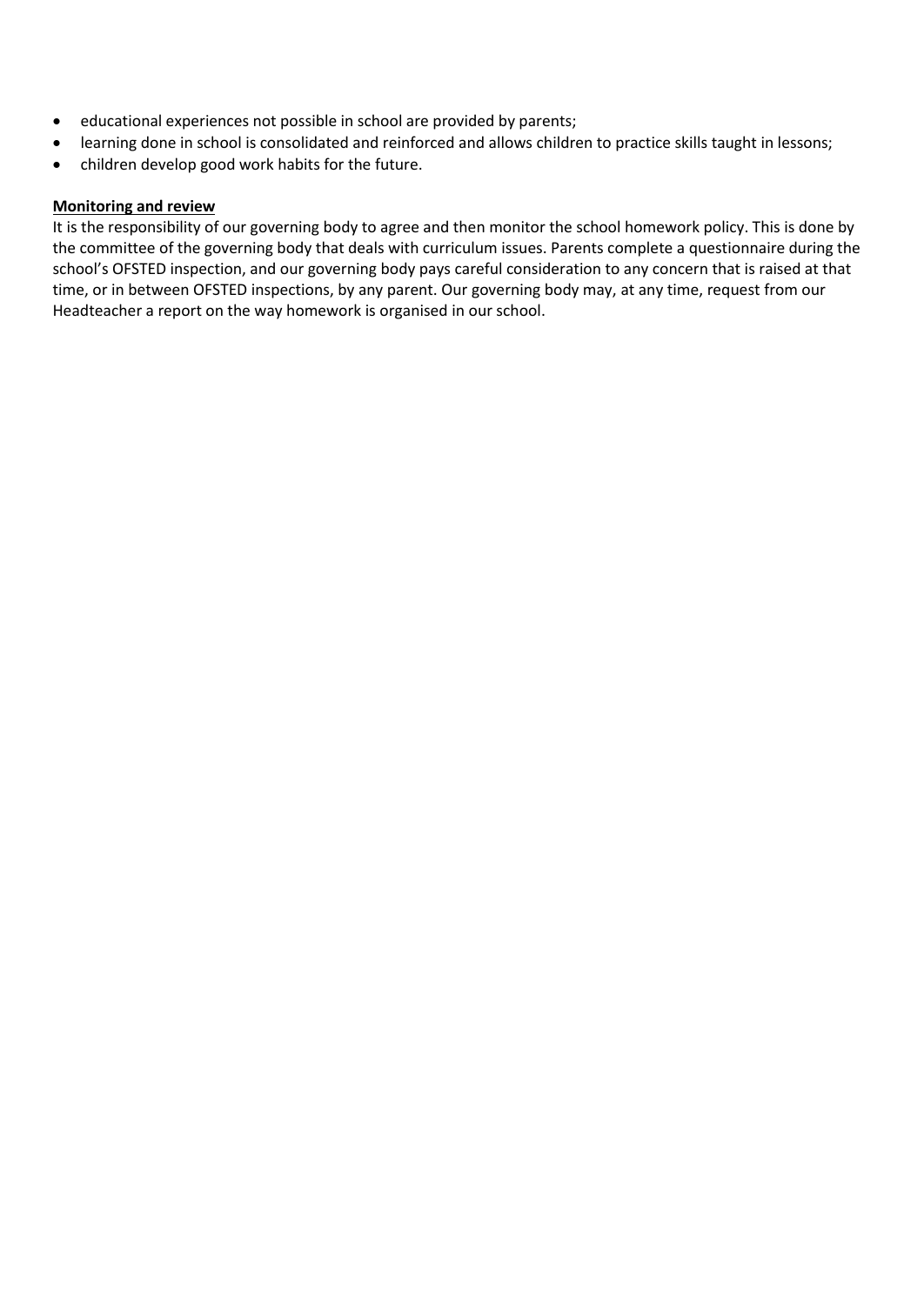- educational experiences not possible in school are provided by parents;
- learning done in school is consolidated and reinforced and allows children to practice skills taught in lessons;
- children develop good work habits for the future.

**Monitoring and review**

It is the responsibility of our governing body to agree and then monitor the school homework policy. This is done by the committee of the governing body that deals with curriculum issues. Parents complete a questionnaire during the school's OFSTED inspection, and our governing body pays careful consideration to any concern that is raised at that time, or in between OFSTED inspections, by any parent. Our governing body may, at any time, request from our Headteacher a report on the way homework is organised in our school.